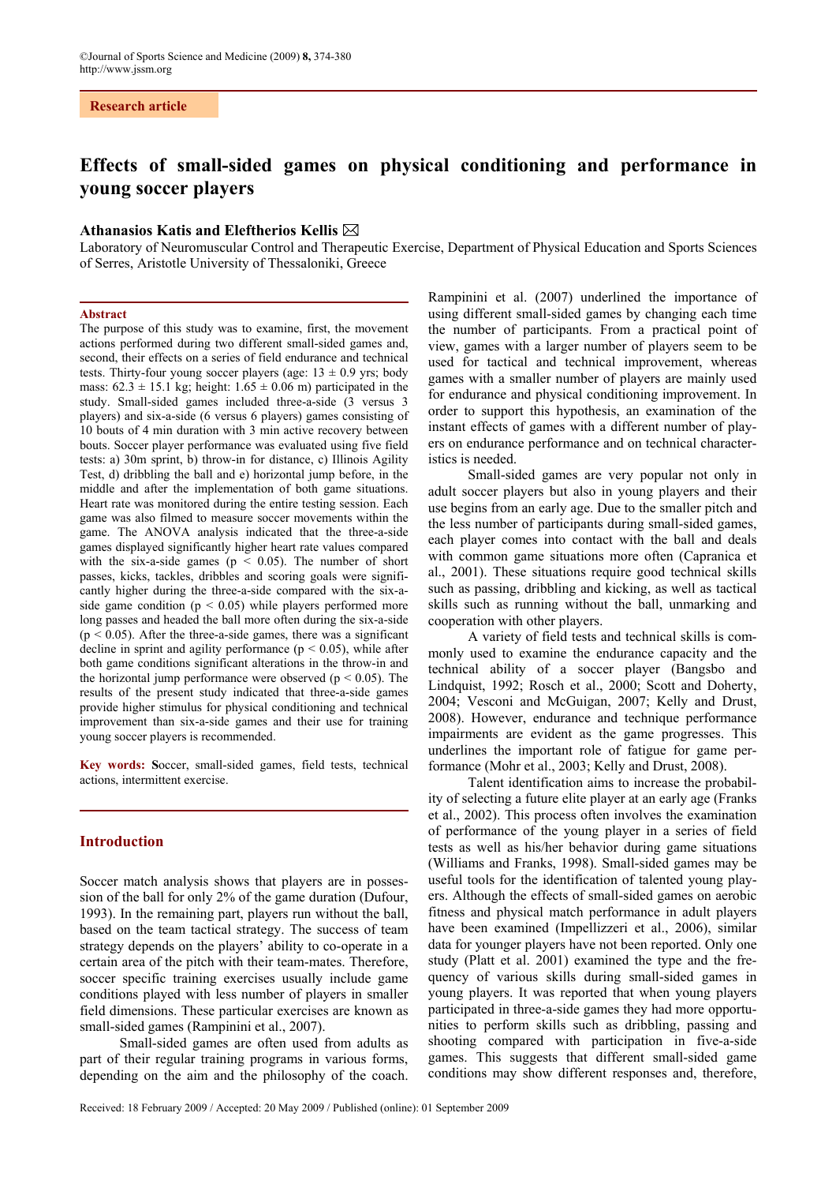Research article

# Effects of small-sided games on physical conditioning and performance in young soccer players

**Athanasios Katis and Eleftherios Kellis** ✉

Laboratory of Neuromuscular Control and Therapeutic Exercise, Department of Physical Education and Sports Sciences of Serres, Aristotle University of Thessaloniki, Greece

## Abstract

The purpose of this study was to examine, first, the movement actions performed during two different small-sided games and, second, their effects on a series of field endurance and technical tests. Thirty-four young soccer players (age: 13 ± 0.9 yrs; body mass: 62.3 ± 15.1 kg; height: 1.65 ± 0.06 m) participated in the study. Small-sided games included three-a-side (3 versus 3 players) and six-a-side (6 versus 6 players) games consisting of 10 bouts of 4 min duration with 3 min active recovery between bouts. Soccer player performance was evaluated using five field tests: a) 30m sprint, b) throw-in for distance, c) Illinois Agility Test, d) dribbling the ball and e) horizontal jump before, in the middle and after the implementation of both game situations. Heart rate was monitored during the entire testing session. Each game was also filmed to measure soccer movements within the game. The ANOVA analysis indicated that the three-a-side games displayed significantly higher heart rate values compared with the six-a-side games ($p < 0.05$). The number of short passes, kicks, tackles, dribbles and scoring goals were significantly higher during the three-a-side compared with the six-a-side game condition ($p < 0.05$) while players performed more long passes and headed the ball more often during the six-a-side ($p < 0.05$). After the three-a-side games, there was a significant decline in sprint and agility performance ($p < 0.05$), while after both game conditions significant alterations in the throw-in and the horizontal jump performance were observed ($p < 0.05$). The results of the present study indicated that three-a-side games provide higher stimulus for physical conditioning and technical improvement than six-a-side games and their use for training young soccer players is recommended.

**Key words:** Soccer, small-sided games, field tests, technical actions, intermittent exercise.

## Introduction

Soccer match analysis shows that players are in possession of the ball for only 2% of the game duration (Dufour, 1993). In the remaining part, players run without the ball, based on the team tactical strategy. The success of team strategy depends on the players' ability to co-operate in a certain area of the pitch with their team-mates. Therefore, soccer specific training exercises usually include game conditions played with less number of players in smaller field dimensions. These particular exercises are known as small-sided games (Rampinini et al., 2007).

Small-sided games are often used from adults as part of their regular training programs in various forms, depending on the aim and the philosophy of the coach. Rampinini et al. (2007) underlined the importance of using different small-sided games by changing each time the number of participants. From a practical point of view, games with a larger number of players seem to be used for tactical and technical improvement, whereas games with a smaller number of players are mainly used for endurance and physical conditioning improvement. In order to support this hypothesis, an examination of the instant effects of games with a different number of players on endurance performance and on technical characteristics is needed.

Small-sided games are very popular not only in adult soccer players but also in young players and their use begins from an early age. Due to the smaller pitch and the less number of participants during small-sided games, each player comes into contact with the ball and deals with common game situations more often (Capranica et al., 2001). These situations require good technical skills such as passing, dribbling and kicking, as well as tactical skills such as running without the ball, unmarking and cooperation with other players.

A variety of field tests and technical skills is commonly used to examine the endurance capacity and the technical ability of a soccer player (Bangsbo and Lindquist, 1992; Rosch et al., 2000; Scott and Doherty, 2004; Vesconi and McGuigan, 2007; Kelly and Drust, 2008). However, endurance and technique performance impairments are evident as the game progresses. This underlines the important role of fatigue for game performance (Mohr et al., 2003; Kelly and Drust, 2008).

Talent identification aims to increase the probability of selecting a future elite player at an early age (Franks et al., 2002). This process often involves the examination of performance of the young player in a series of field tests as well as his/her behavior during game situations (Williams and Franks, 1998). Small-sided games may be useful tools for the identification of talented young players. Although the effects of small-sided games on aerobic fitness and physical match performance in adult players have been examined (Impellizzeri et al., 2006), similar data for younger players have not been reported. Only one study (Platt et al. 2001) examined the type and the frequency of various skills during small-sided games in young players. It was reported that when young players participated in three-a-side games they had more opportunities to perform skills such as dribbling, passing and shooting compared with participation in five-a-side games. This suggests that different small-sided game conditions may show different responses and, therefore,

Received: 18 February 2009 / Accepted: 20 May 2009 / Published (online): 01 September 2009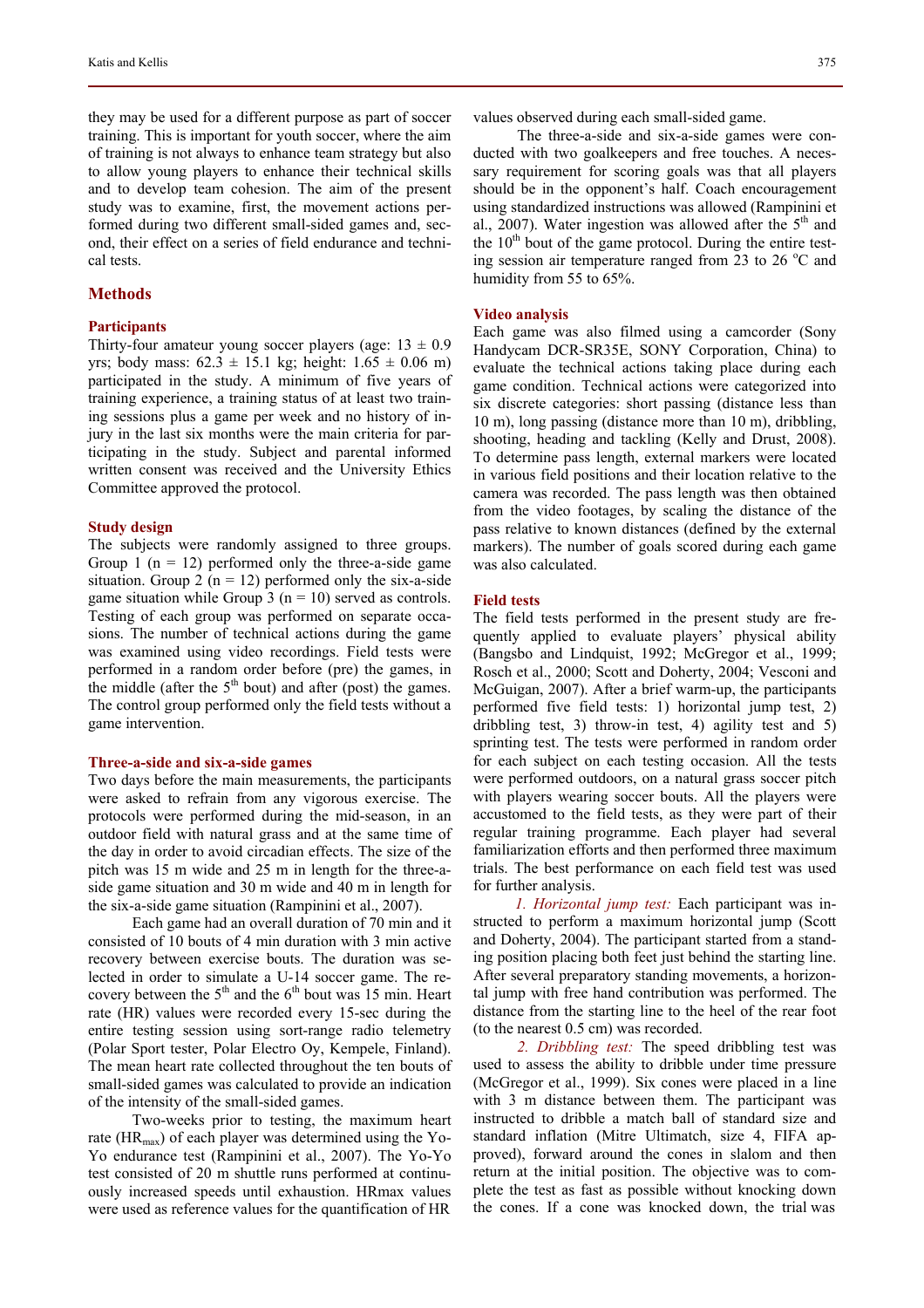they may be used for a different purpose as part of soccer training. This is important for youth soccer, where the aim of training is not always to enhance team strategy but also to allow young players to enhance their technical skills and to develop team cohesion. The aim of the present study was to examine, first, the movement actions performed during two different small-sided games and, second, their effect on a series of field endurance and technical tests.

## Methods

### Participants

Thirty-four amateur young soccer players (age: 13 ± 0.9 yrs; body mass: 62.3 ± 15.1 kg; height: 1.65 ± 0.06 m) participated in the study. A minimum of five years of training experience, a training status of at least two training sessions plus a game per week and no history of injury in the last six months were the main criteria for participating in the study. Subject and parental informed written consent was received and the University Ethics Committee approved the protocol.

### Study design

The subjects were randomly assigned to three groups. Group 1 (n = 12) performed only the three-a-side game situation. Group 2 (n = 12) performed only the six-a-side game situation while Group 3 (n = 10) served as controls. Testing of each group was performed on separate occasions. The number of technical actions during the game was examined using video recordings. Field tests were performed in a random order before (pre) the games, in the middle (after the 5th bout) and after (post) the games. The control group performed only the field tests without a game intervention.

### Three-a-side and six-a-side games

Two days before the main measurements, the participants were asked to refrain from any vigorous exercise. The protocols were performed during the mid-season, in an outdoor field with natural grass and at the same time of the day in order to avoid circadian effects. The size of the pitch was 15 m wide and 25 m in length for the three-a-side game situation and 30 m wide and 40 m in length for the six-a-side game situation (Rampinini et al., 2007).

Each game had an overall duration of 70 min and it consisted of 10 bouts of 4 min duration with 3 min active recovery between exercise bouts. The duration was selected in order to simulate a U-14 soccer game. The recovery between the 5th and the 6th bout was 15 min. Heart rate (HR) values were recorded every 15-sec during the entire testing session using sort-range radio telemetry (Polar Sport tester, Polar Electro Oy, Kempele, Finland). The mean heart rate collected throughout the ten bouts of small-sided games was calculated to provide an indication of the intensity of the small-sided games.

Two-weeks prior to testing, the maximum heart rate ($HR_{max}$) of each player was determined using the Yo-Yo endurance test (Rampinini et al., 2007). The Yo-Yo test consisted of 20 m shuttle runs performed at continuously increased speeds until exhaustion. HRmax values were used as reference values for the quantification of HR values observed during each small-sided game.

The three-a-side and six-a-side games were conducted with two goalkeepers and free touches. A necessary requirement for scoring goals was that all players should be in the opponent's half. Coach encouragement using standardized instructions was allowed (Rampinini et al., 2007). Water ingestion was allowed after the 5th and the 10th bout of the game protocol. During the entire testing session air temperature ranged from 23 to 26 °C and humidity from 55 to 65%.

### Video analysis

Each game was also filmed using a camcorder (Sony Handycam DCR-SR35E, SONY Corporation, China) to evaluate the technical actions taking place during each game condition. Technical actions were categorized into six discrete categories: short passing (distance less than 10 m), long passing (distance more than 10 m), dribbling, shooting, heading and tackling (Kelly and Drust, 2008). To determine pass length, external markers were located in various field positions and their location relative to the camera was recorded. The pass length was then obtained from the video footages, by scaling the distance of the pass relative to known distances (defined by the external markers). The number of goals scored during each game was also calculated.

### Field tests

The field tests performed in the present study are frequently applied to evaluate players' physical ability (Bangsbo and Lindquist, 1992; McGregor et al., 1999; Rosch et al., 2000; Scott and Doherty, 2004; Vesconi and McGuigan, 2007). After a brief warm-up, the participants performed five field tests: 1) horizontal jump test, 2) dribbling test, 3) throw-in test, 4) agility test and 5) sprinting test. The tests were performed in random order for each subject on each testing occasion. All the tests were performed outdoors, on a natural grass soccer pitch with players wearing soccer bouts. All the players were accustomed to the field tests, as they were part of their regular training programme. Each player had several familiarization efforts and then performed three maximum trials. The best performance on each field test was used for further analysis.

*1. Horizontal jump test:* Each participant was instructed to perform a maximum horizontal jump (Scott and Doherty, 2004). The participant started from a standing position placing both feet just behind the starting line. After several preparatory standing movements, a horizontal jump with free hand contribution was performed. The distance from the starting line to the heel of the rear foot (to the nearest 0.5 cm) was recorded.

*2. Dribbling test:* The speed dribbling test was used to assess the ability to dribble under time pressure (McGregor et al., 1999). Six cones were placed in a line with 3 m distance between them. The participant was instructed to dribble a match ball of standard size and standard inflation (Mitre Ultimatch, size 4, FIFA approved), forward around the cones in slalom and then return at the initial position. The objective was to complete the test as fast as possible without knocking down the cones. If a cone was knocked down, the trial was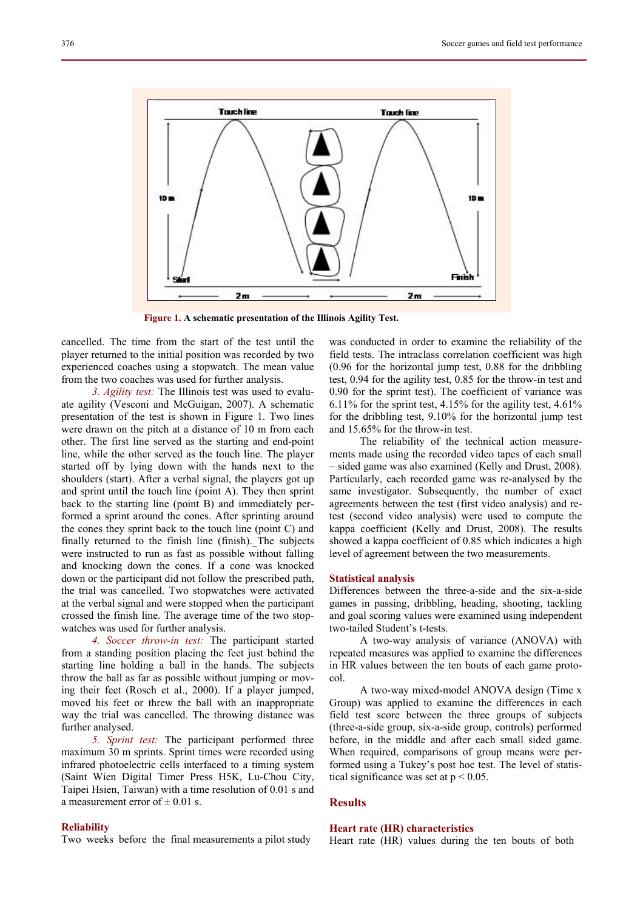Figure 1. A schematic presentation of the Illinois Agility Test.

cancelled. The time from the start of the test until the player returned to the initial position was recorded by two experienced coaches using a stopwatch. The mean value from the two coaches was used for further analysis.

*3. Agility test:* The Illinois test was used to evaluate agility (Vesconi and McGuigan, 2007). A schematic presentation of the test is shown in Figure 1. Two lines were drawn on the pitch at a distance of 10 m from each other. The first line served as the starting and end-point line, while the other served as the touch line. The player started off by lying down with the hands next to the shoulders (start). After a verbal signal, the players got up and sprint until the touch line (point A). They then sprint back to the starting line (point B) and immediately performed a sprint around the cones. After sprinting around the cones they sprint back to the touch line (point C) and finally returned to the finish line (finish). The subjects were instructed to run as fast as possible without falling and knocking down the cones. If a cone was knocked down or the participant did not follow the prescribed path, the trial was cancelled. Two stopwatches were activated at the verbal signal and were stopped when the participant crossed the finish line. The average time of the two stopwatches was used for further analysis.

*4. Soccer throw-in test:* The participant started from a standing position placing the feet just behind the starting line holding a ball in the hands. The subjects throw the ball as far as possible without jumping or moving their feet (Rosch et al., 2000). If a player jumped, moved his feet or threw the ball with an inappropriate way the trial was cancelled. The throwing distance was further analysed.

*5. Sprint test:* The participant performed three maximum 30 m sprints. Sprint times were recorded using infrared photoelectric cells interfaced to a timing system (Saint Wien Digital Timer Press H5K, Lu-Chou City, Taipei Hsien, Taiwan) with a time resolution of 0.01 s and a measurement error of ± 0.01 s.

## Reliability

Two weeks before the final measurements a pilot study was conducted in order to examine the reliability of the field tests. The intraclass correlation coefficient was high (0.96 for the horizontal jump test, 0.88 for the dribbling test, 0.94 for the agility test, 0.85 for the throw-in test and 0.90 for the sprint test). The coefficient of variance was 6.11% for the sprint test, 4.15% for the agility test, 4.61% for the dribbling test, 9.10% for the horizontal jump test and 15.65% for the throw-in test.

The reliability of the technical action measurements made using the recorded video tapes of each small – sided game was also examined (Kelly and Drust, 2008). Particularly, each recorded game was re-analysed by the same investigator. Subsequently, the number of exact agreements between the test (first video analysis) and re-test (second video analysis) were used to compute the kappa coefficient (Kelly and Drust, 2008). The results showed a kappa coefficient of 0.85 which indicates a high level of agreement between the two measurements.

## Statistical analysis

Differences between the three-a-side and the six-a-side games in passing, dribbling, heading, shooting, tackling and goal scoring values were examined using independent two-tailed Student's t-tests.

A two-way analysis of variance (ANOVA) with repeated measures was applied to examine the differences in HR values between the ten bouts of each game protocol.

A two-way mixed-model ANOVA design (Time x Group) was applied to examine the differences in each field test score between the three groups of subjects (three-a-side group, six-a-side group, controls) performed before, in the middle and after each small sided game. When required, comparisons of group means were performed using a Tukey's post hoc test. The level of statistical significance was set at $p < 0.05$.

# Results

## Heart rate (HR) characteristics

Heart rate (HR) values during the ten bouts of both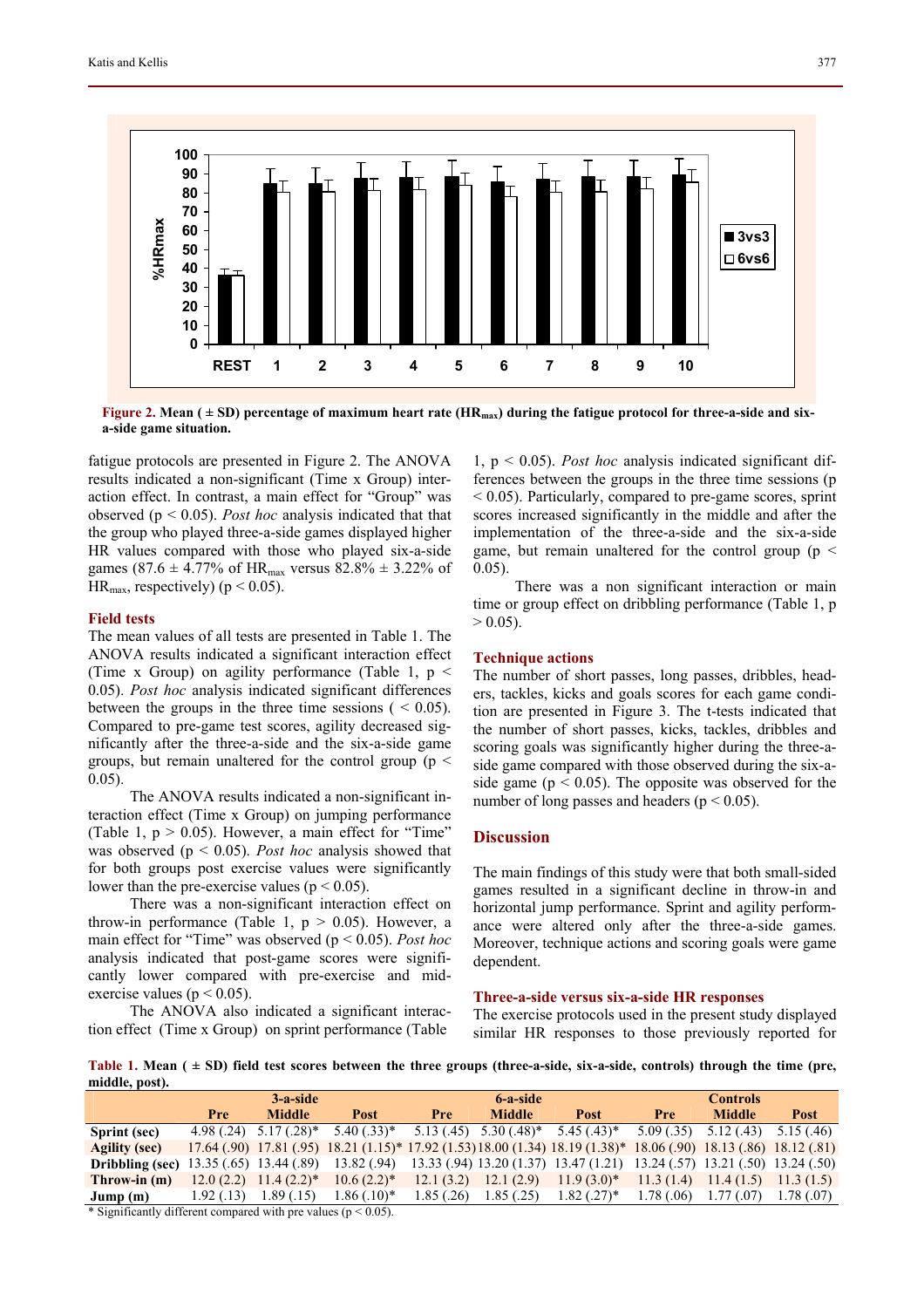**Figure 2.** Mean ( ± SD) percentage of maximum heart rate ($HR_{max}$) during the fatigue protocol for three-a-side and six-a-side game situation.

fatigue protocols are presented in Figure 2. The ANOVA results indicated a non-significant (Time x Group) interaction effect. In contrast, a main effect for "Group" was observed ($p < 0.05$). *Post hoc* analysis indicated that that the group who played three-a-side games displayed higher HR values compared with those who played six-a-side games (87.6 ± 4.77% of $HR_{max}$ versus 82.8% ± 3.22% of $HR_{max}$, respectively) ($p < 0.05$).

### Field tests

The mean values of all tests are presented in Table 1. The ANOVA results indicated a significant interaction effect (Time x Group) on agility performance (Table 1, $p < 0.05$). *Post hoc* analysis indicated significant differences between the groups in the three time sessions ( < 0.05). Compared to pre-game test scores, agility decreased significantly after the three-a-side and the six-a-side game groups, but remain unaltered for the control group ($p < 0.05$).

The ANOVA results indicated a non-significant interaction effect (Time x Group) on jumping performance (Table 1, $p > 0.05$). However, a main effect for "Time" was observed ($p < 0.05$). *Post hoc* analysis showed that for both groups post exercise values were significantly lower than the pre-exercise values ($p < 0.05$).

There was a non-significant interaction effect on throw-in performance (Table 1, $p > 0.05$). However, a main effect for "Time" was observed ($p < 0.05$). *Post hoc* analysis indicated that post-game scores were significantly lower compared with pre-exercise and mid-exercise values ($p < 0.05$).

The ANOVA also indicated a significant interaction effect (Time x Group) on sprint performance (Table 1, $p < 0.05$). *Post hoc* analysis indicated significant differences between the groups in the three time sessions ($p < 0.05$). Particularly, compared to pre-game scores, sprint scores increased significantly in the middle and after the implementation of the three-a-side and the six-a-side game, but remain unaltered for the control group ($p < 0.05$).

There was a non significant interaction or main time or group effect on dribbling performance (Table 1, $p > 0.05$).

### Technique actions

The number of short passes, long passes, dribbles, headers, tackles, kicks and goals scores for each game condition are presented in Figure 3. The t-tests indicated that the number of short passes, kicks, tackles, dribbles and scoring goals was significantly higher during the three-a-side game compared with those observed during the six-a-side game ($p < 0.05$). The opposite was observed for the number of long passes and headers ($p < 0.05$).

## Discussion

The main findings of this study were that both small-sided games resulted in a significant decline in throw-in and horizontal jump performance. Sprint and agility performance were altered only after the three-a-side games. Moreover, technique actions and scoring goals were game dependent.

### Three-a-side versus six-a-side HR responses

The exercise protocols used in the present study displayed similar HR responses to those previously reported for

**Table 1.** Mean ( ± SD) field test scores between the three groups (three-a-side, six-a-side, controls) through the time (pre, middle, post).

| | 3-a-side | | | 6-a-side | | | Controls | | |
|---|---|---|---|---|---|---|---|---|---|
| | Pre | Middle | Post | Pre | Middle | Post | Pre | Middle | Post |
| **Sprint (sec)** | 4.98 (.24) | 5.17 (.28)* | 5.40 (.33)* | 5.13 (.45) | 5.30 (.48)* | 5.45 (.43)* | 5.09 (.35) | 5.12 (.43) | 5.15 (.46) |
| **Agility (sec)** | 17.64 (.90) | 17.81 (.95) | 18.21 (1.15)* | 17.92 (1.53) | 18.00 (1.34) | 18.19 (1.38)* | 18.06 (.90) | 18.13 (.86) | 18.12 (.81) |
| **Dribbling (sec)** | 13.35 (.65) | 13.44 (.89) | 13.82 (.94) | 13.33 (.94) | 13.20 (1.37) | 13.47 (1.21) | 13.24 (.57) | 13.21 (.50) | 13.24 (.50) |
| **Throw-in (m)** | 12.0 (2.2) | 11.4 (2.2)* | 10.6 (2.2)* | 12.1 (3.2) | 12.1 (2.9) | 11.9 (3.0)* | 11.3 (1.4) | 11.4 (1.5) | 11.3 (1.5) |
| **Jump (m)** | 1.92 (.13) | 1.89 (.15) | 1.86 (.10)* | 1.85 (.26) | 1.85 (.25) | 1.82 (.27)* | 1.78 (.06) | 1.77 (.07) | 1.78 (.07) |

\* Significantly different compared with pre values ($p < 0.05$).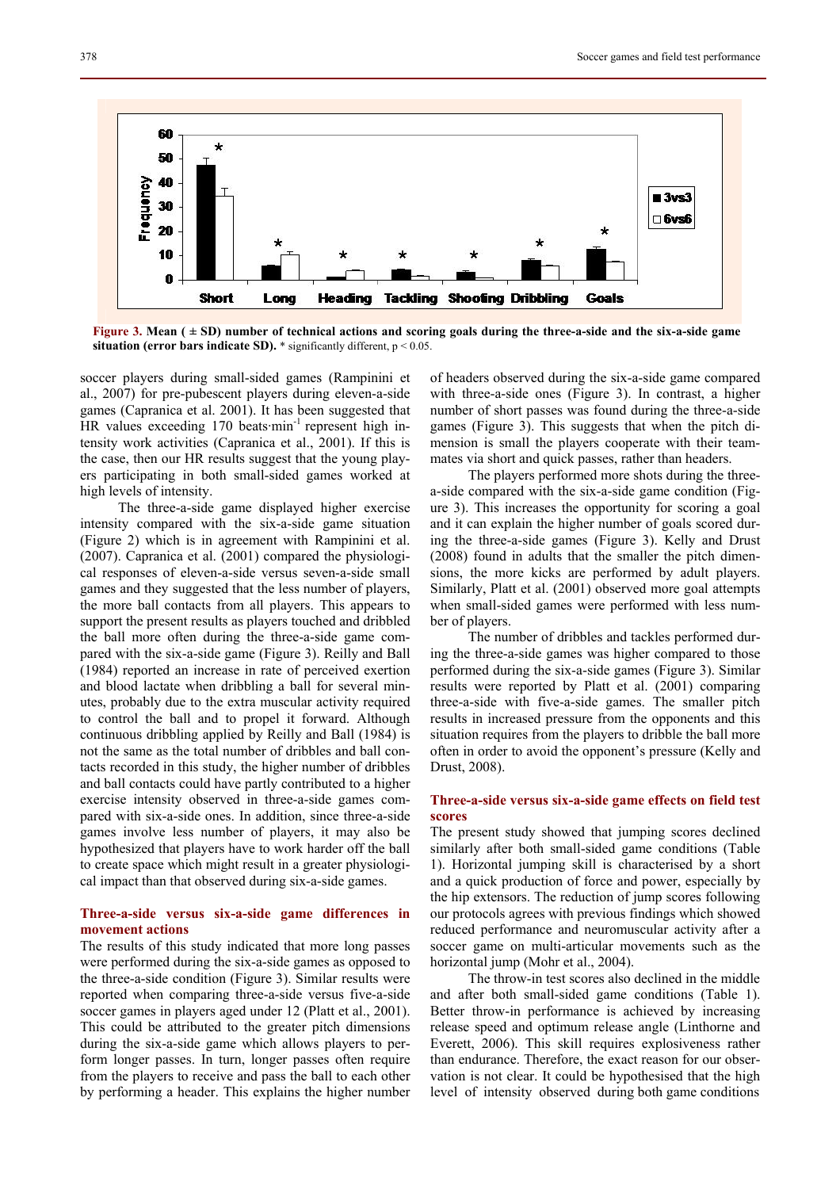**Figure 3. Mean ( ± SD) number of technical actions and scoring goals during the three-a-side and the six-a-side game situation (error bars indicate SD).** * significantly different, $p < 0.05$.

soccer players during small-sided games (Rampinini et al., 2007) for pre-pubescent players during eleven-a-side games (Capranica et al. 2001). It has been suggested that HR values exceeding 170 beats·min$^{-1}$ represent high intensity work activities (Capranica et al., 2001). If this is the case, then our HR results suggest that the young players participating in both small-sided games worked at high levels of intensity.

The three-a-side game displayed higher exercise intensity compared with the six-a-side game situation (Figure 2) which is in agreement with Rampinini et al. (2007). Capranica et al. (2001) compared the physiological responses of eleven-a-side versus seven-a-side small games and they suggested that the less number of players, the more ball contacts from all players. This appears to support the present results as players touched and dribbled the ball more often during the three-a-side game compared with the six-a-side game (Figure 3). Reilly and Ball (1984) reported an increase in rate of perceived exertion and blood lactate when dribbling a ball for several minutes, probably due to the extra muscular activity required to control the ball and to propel it forward. Although continuous dribbling applied by Reilly and Ball (1984) is not the same as the total number of dribbles and ball contacts recorded in this study, the higher number of dribbles and ball contacts could have partly contributed to a higher exercise intensity observed in three-a-side games compared with six-a-side ones. In addition, since three-a-side games involve less number of players, it may also be hypothesized that players have to work harder off the ball to create space which might result in a greater physiological impact than that observed during six-a-side games.

## Three-a-side versus six-a-side game differences in movement actions

The results of this study indicated that more long passes were performed during the six-a-side games as opposed to the three-a-side condition (Figure 3). Similar results were reported when comparing three-a-side versus five-a-side soccer games in players aged under 12 (Platt et al., 2001). This could be attributed to the greater pitch dimensions during the six-a-side game which allows players to perform longer passes. In turn, longer passes often require from the players to receive and pass the ball to each other by performing a header. This explains the higher number of headers observed during the six-a-side game compared with three-a-side ones (Figure 3). In contrast, a higher number of short passes was found during the three-a-side games (Figure 3). This suggests that when the pitch dimension is small the players cooperate with their teammates via short and quick passes, rather than headers.

The players performed more shots during the three-a-side compared with the six-a-side game condition (Figure 3). This increases the opportunity for scoring a goal and it can explain the higher number of goals scored during the three-a-side games (Figure 3). Kelly and Drust (2008) found in adults that the smaller the pitch dimensions, the more kicks are performed by adult players. Similarly, Platt et al. (2001) observed more goal attempts when small-sided games were performed with less number of players.

The number of dribbles and tackles performed during the three-a-side games was higher compared to those performed during the six-a-side games (Figure 3). Similar results were reported by Platt et al. (2001) comparing three-a-side with five-a-side games. The smaller pitch results in increased pressure from the opponents and this situation requires from the players to dribble the ball more often in order to avoid the opponent's pressure (Kelly and Drust, 2008).

## Three-a-side versus six-a-side game effects on field test scores

The present study showed that jumping scores declined similarly after both small-sided game conditions (Table 1). Horizontal jumping skill is characterised by a short and a quick production of force and power, especially by the hip extensors. The reduction of jump scores following our protocols agrees with previous findings which showed reduced performance and neuromuscular activity after a soccer game on multi-articular movements such as the horizontal jump (Mohr et al., 2004).

The throw-in test scores also declined in the middle and after both small-sided game conditions (Table 1). Better throw-in performance is achieved by increasing release speed and optimum release angle (Linthorne and Everett, 2006). This skill requires explosiveness rather than endurance. Therefore, the exact reason for our observation is not clear. It could be hypothesised that the high level of intensity observed during both game conditions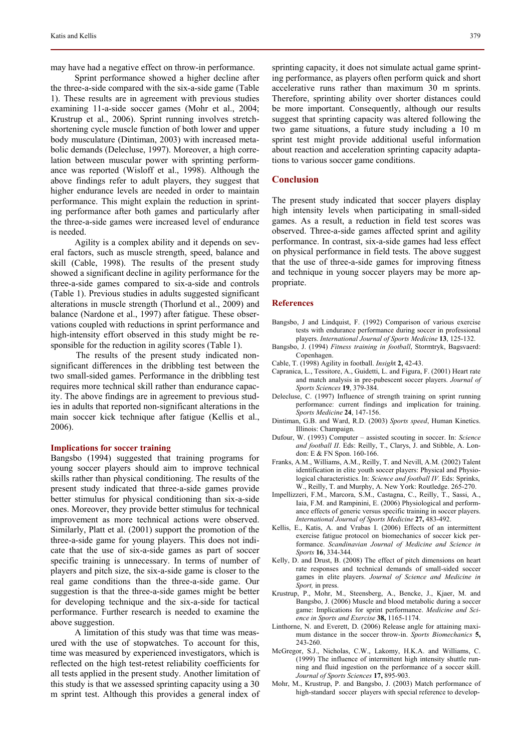may have had a negative effect on throw-in performance.

Sprint performance showed a higher decline after the three-a-side compared with the six-a-side game (Table 1). These results are in agreement with previous studies examining 11-a-side soccer games (Mohr et al., 2004; Krustrup et al., 2006). Sprint running involves stretch-shortening cycle muscle function of both lower and upper body musculature (Dintiman, 2003) with increased metabolic demands (Delecluse, 1997). Moreover, a high correlation between muscular power with sprinting performance was reported (Wisloff et al., 1998). Although the above findings refer to adult players, they suggest that higher endurance levels are needed in order to maintain performance. This might explain the reduction in sprinting performance after both games and particularly after the three-a-side games were increased level of endurance is needed.

Agility is a complex ability and it depends on several factors, such as muscle strength, speed, balance and skill (Cable, 1998). The results of the present study showed a significant decline in agility performance for the three-a-side games compared to six-a-side and controls (Table 1). Previous studies in adults suggested significant alterations in muscle strength (Thorlund et al., 2009) and balance (Nardone et al., 1997) after fatigue. These observations coupled with reductions in sprint performance and high-intensity effort observed in this study might be responsible for the reduction in agility scores (Table 1).

The results of the present study indicated non-significant differences in the dribbling test between the two small-sided games. Performance in the dribbling test requires more technical skill rather than endurance capacity. The above findings are in agreement to previous studies in adults that reported non-significant alterations in the main soccer kick technique after fatigue (Kellis et al., 2006).

### Implications for soccer training

Bangsbo (1994) suggested that training programs for young soccer players should aim to improve technical skills rather than physical conditioning. The results of the present study indicated that three-a-side games provide better stimulus for physical conditioning than six-a-side ones. Moreover, they provide better stimulus for technical improvement as more technical actions were observed. Similarly, Platt et al. (2001) support the promotion of the three-a-side game for young players. This does not indicate that the use of six-a-side games as part of soccer specific training is unnecessary. In terms of number of players and pitch size, the six-a-side game is closer to the real game conditions than the three-a-side game. Our suggestion is that the three-a-side games might be better for developing technique and the six-a-side for tactical performance. Further research is needed to examine the above suggestion.

A limitation of this study was that time was measured with the use of stopwatches. To account for this, time was measured by experienced investigators, which is reflected on the high test-retest reliability coefficients for all tests applied in the present study. Another limitation of this study is that we assessed sprinting capacity using a 30 m sprint test. Although this provides a general index of sprinting capacity, it does not simulate actual game sprinting performance, as players often perform quick and short accelerative runs rather than maximum 30 m sprints. Therefore, sprinting ability over shorter distances could be more important. Consequently, although our results suggest that sprinting capacity was altered following the two game situations, a future study including a 10 m sprint test might provide additional useful information about reaction and acceleration sprinting capacity adaptations to various soccer game conditions.

## Conclusion

The present study indicated that soccer players display high intensity levels when participating in small-sided games. As a result, a reduction in field test scores was observed. Three-a-side games affected sprint and agility performance. In contrast, six-a-side games had less effect on physical performance in field tests. The above suggest that the use of three-a-side games for improving fitness and technique in young soccer players may be more appropriate.

## References

Bangsbo, J and Lindquist, F. (1992) Comparison of various exercise tests with endurance performance during soccer in professional players. *International Journal of Sports Medicine* **13**, 125-132.

Bangsbo, J. (1994) *Fitness training in football*, Stormtryk, Bagsvaerd: Copenhagen.

Cable, T. (1998) Agility in football. *Insight* **2,** 42-43.

Capranica, L., Tessitore, A., Guidetti, L. and Figura, F. (2001) Heart rate and match analysis in pre-pubescent soccer players. *Journal of Sports Sciences* **19**, 379-384.

Delecluse, C. (1997) Influence of strength training on sprint running performance: current findings and implication for training. *Sports Medicine* **24**, 147-156.

Dintiman, G.B. and Ward, R.D. (2003) *Sports speed*, Human Kinetics. Illinois: Champaign.

Dufour, W. (1993) Computer – assisted scouting in soccer. In: *Science and football II*. Eds: Reilly, T., Clarys, J. and Stibble, A. London: E & FN Spon. 160-166.

Franks, A.M., Williams, A.M., Reilly, T. and Nevill, A.M. (2002) Talent identification in elite youth soccer players: Physical and Physiological characteristics. In: *Science and football IV*. Eds: Sprinks, W., Reilly, T. and Murphy, A. New York: Routledge. 265-270.

Impellizzeri, F.M., Marcora, S.M., Castagna, C., Reilly, T., Sassi, A., Iaia, F.M. and Rampinini, E. (2006) Physiological and performance effects of generic versus specific training in soccer players. *International Journal of Sports Medicine* **27,** 483-492.

Kellis, E., Katis, A. and Vrabas I. (2006) Effects of an intermittent exercise fatigue protocol on biomechanics of soccer kick performance. *Scandinavian Journal of Medicine and Science in Sports* **16**, 334-344.

Kelly, D. and Drust, B. (2008) The effect of pitch dimensions on heart rate responses and technical demands of small-sided soccer games in elite players. *Journal of Science and Medicine in Sport,* in press.

Krustrup, P., Mohr, M., Steensberg, A., Bencke, J., Kjaer, M. and Bangsbo, J. (2006) Muscle and blood metabolic during a soccer game: Implications for sprint performance. *Medicine and Science in Sports and Exercise* **38,** 1165-1174.

Linthorne, N. and Everett, D. (2006) Release angle for attaining maximum distance in the soccer throw-in. *Sports Biomechanics* **5,** 243-260.

McGregor, S.J., Nicholas, C.W., Lakomy, H.K.A. and Williams, C. (1999) The influence of intermittent high intensity shuttle running and fluid ingestion on the performance of a soccer skill. *Journal of Sports Sciences* **17,** 895-903.

Mohr, M., Krustrup, P. and Bangsbo, J. (2003) Match performance of high-standard soccer players with special reference to develop-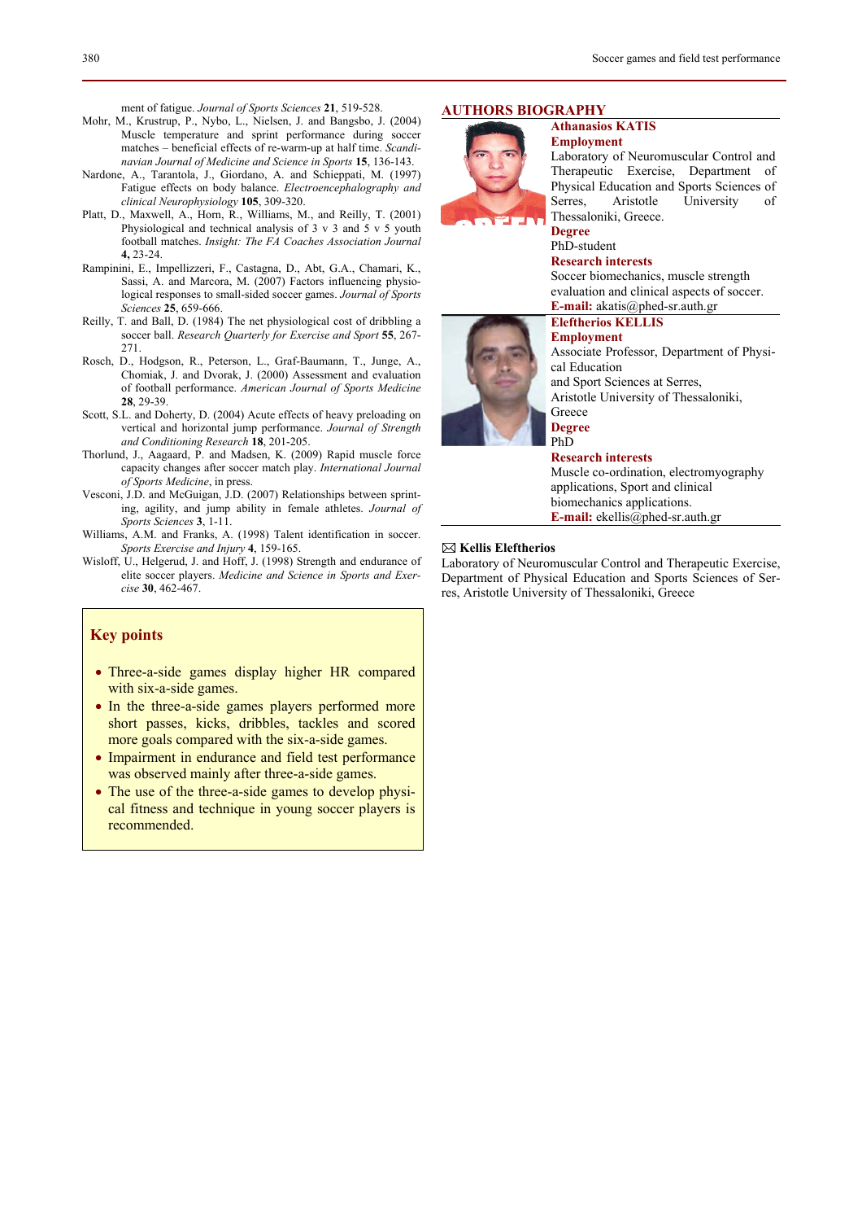ment of fatigue. *Journal of Sports Sciences* **21**, 519-528.

Mohr, M., Krustrup, P., Nybo, L., Nielsen, J. and Bangsbo, J. (2004) Muscle temperature and sprint performance during soccer matches – beneficial effects of re-warm-up at half time. *Scandinavian Journal of Medicine and Science in Sports* **15**, 136-143.

Nardone, A., Tarantola, J., Giordano, A. and Schieppati, M. (1997) Fatigue effects on body balance. *Electroencephalography and clinical Neurophysiology* **105**, 309-320.

Platt, D., Maxwell, A., Horn, R., Williams, M., and Reilly, T. (2001) Physiological and technical analysis of 3 v 3 and 5 v 5 youth football matches. *Insight: The FA Coaches Association Journal* **4,** 23-24.

Rampinini, E., Impellizzeri, F., Castagna, D., Abt, G.A., Chamari, K., Sassi, A. and Marcora, M. (2007) Factors influencing physiological responses to small-sided soccer games. *Journal of Sports Sciences* **25**, 659-666.

Reilly, T. and Ball, D. (1984) The net physiological cost of dribbling a soccer ball. *Research Quarterly for Exercise and Sport* **55**, 267-271.

Rosch, D., Hodgson, R., Peterson, L., Graf-Baumann, T., Junge, A., Chomiak, J. and Dvorak, J. (2000) Assessment and evaluation of football performance. *American Journal of Sports Medicine* **28**, 29-39.

Scott, S.L. and Doherty, D. (2004) Acute effects of heavy preloading on vertical and horizontal jump performance. *Journal of Strength and Conditioning Research* **18**, 201-205.

Thorlund, J., Aagaard, P. and Madsen, K. (2009) Rapid muscle force capacity changes after soccer match play. *International Journal of Sports Medicine*, in press.

Vesconi, J.D. and McGuigan, J.D. (2007) Relationships between sprinting, agility, and jump ability in female athletes. *Journal of Sports Sciences* **3**, 1-11.

Williams, A.M. and Franks, A. (1998) Talent identification in soccer. *Sports Exercise and Injury* **4**, 159-165.

Wisloff, U., Helgerud, J. and Hoff, J. (1998) Strength and endurance of elite soccer players. *Medicine and Science in Sports and Exercise* **30**, 462-467.

## Key points

- Three-a-side games display higher HR compared with six-a-side games.
- In the three-a-side games players performed more short passes, kicks, dribbles, tackles and scored more goals compared with the six-a-side games.
- Impairment in endurance and field test performance was observed mainly after three-a-side games.
- The use of the three-a-side games to develop physical fitness and technique in young soccer players is recommended.

## AUTHORS BIOGRAPHY

**Athanasios KATIS**

**Employment**

Laboratory of Neuromuscular Control and Therapeutic Exercise, Department of Physical Education and Sports Sciences of Serres, Aristotle University of Thessaloniki, Greece.

**Degree**

PhD-student

**Research interests**

Soccer biomechanics, muscle strength evaluation and clinical aspects of soccer.

**E-mail:** akatis@phed-sr.auth.gr

**Eleftherios KELLIS**

**Employment**

Associate Professor, Department of Physical Education and Sport Sciences at Serres, Aristotle University of Thessaloniki, Greece

**Degree**

PhD

**Research interests**

Muscle co-ordination, electromyography applications, Sport and clinical biomechanics applications.

**E-mail:** ekellis@phed-sr.auth.gr

✉ **Kellis Eleftherios**

Laboratory of Neuromuscular Control and Therapeutic Exercise, Department of Physical Education and Sports Sciences of Serres, Aristotle University of Thessaloniki, Greece